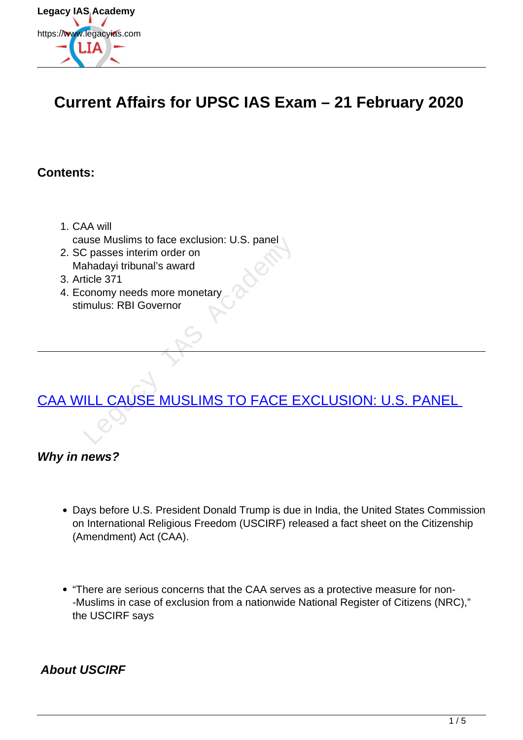# Current Affairs for UPSC IAS Exam – 21 February 2020

**Contents:**

1. CAA will cause Muslims to face exclusion: U.S. panel
2. SC passes interim order on Mahadayi tribunal's award
3. Article 371
4. Economy needs more monetary stimulus: RBI Governor

---

## CAA WILL CAUSE MUSLIMS TO FACE EXCLUSION: U.S. PANEL

***Why in news?***

- Days before U.S. President Donald Trump is due in India, the United States Commission on International Religious Freedom (USCIRF) released a fact sheet on the Citizenship (Amendment) Act (CAA).
- "There are serious concerns that the CAA serves as a protective measure for non--Muslims in case of exclusion from a nationwide National Register of Citizens (NRC)," the USCIRF says

***About USCIRF***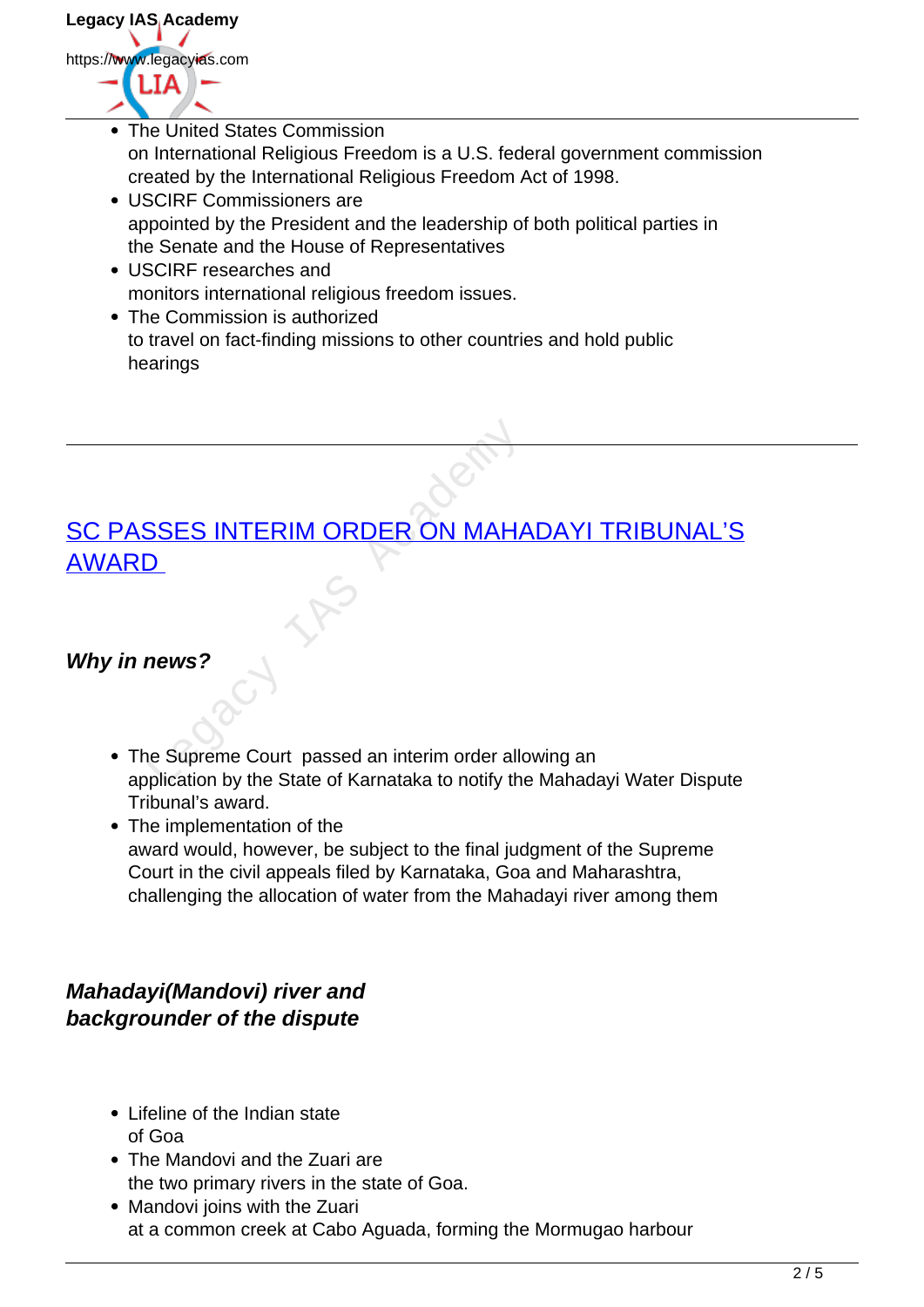- The United States Commission on International Religious Freedom is a U.S. federal government commission created by the International Religious Freedom Act of 1998.
- USCIRF Commissioners are appointed by the President and the leadership of both political parties in the Senate and the House of Representatives
- USCIRF researches and monitors international religious freedom issues.
- The Commission is authorized to travel on fact-finding missions to other countries and hold public hearings

---

## SC PASSES INTERIM ORDER ON MAHADAYI TRIBUNAL'S AWARD

### *Why in news?*

- The Supreme Court passed an interim order allowing an application by the State of Karnataka to notify the Mahadayi Water Dispute Tribunal's award.
- The implementation of the award would, however, be subject to the final judgment of the Supreme Court in the civil appeals filed by Karnataka, Goa and Maharashtra, challenging the allocation of water from the Mahadayi river among them

### *Mahadayi(Mandovi) river and backgrounder of the dispute*

- Lifeline of the Indian state of Goa
- The Mandovi and the Zuari are the two primary rivers in the state of Goa.
- Mandovi joins with the Zuari at a common creek at Cabo Aguada, forming the Mormugao harbour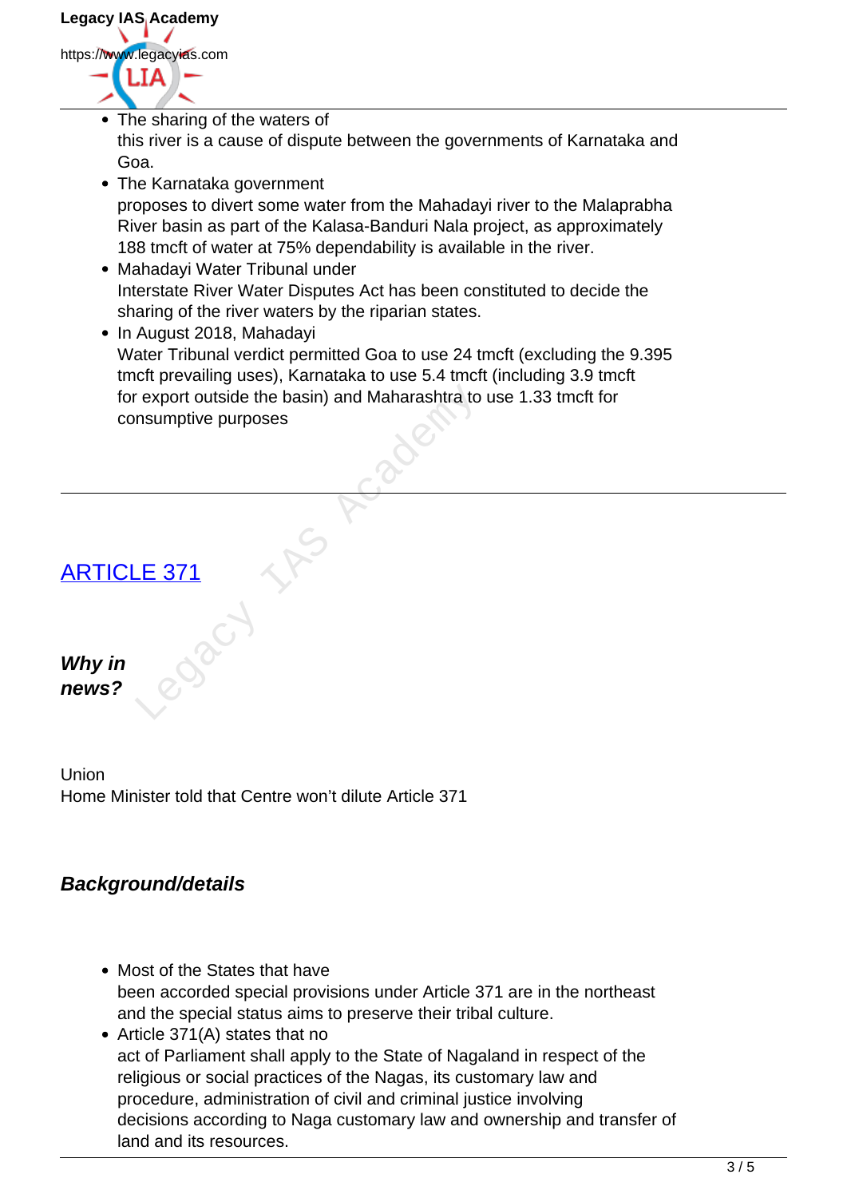- The sharing of the waters of this river is a cause of dispute between the governments of Karnataka and Goa.
- The Karnataka government proposes to divert some water from the Mahadayi river to the Malaprabha River basin as part of the Kalasa-Banduri Nala project, as approximately 188 tmcft of water at 75% dependability is available in the river.
- Mahadayi Water Tribunal under Interstate River Water Disputes Act has been constituted to decide the sharing of the river waters by the riparian states.
- In August 2018, Mahadayi Water Tribunal verdict permitted Goa to use 24 tmcft (excluding the 9.395 tmcft prevailing uses), Karnataka to use 5.4 tmcft (including 3.9 tmcft for export outside the basin) and Maharashtra to use 1.33 tmcft for consumptive purposes

---

## ARTICLE 371

***Why in news?***

Union Home Minister told that Centre won't dilute Article 371

### *Background/details*

- Most of the States that have been accorded special provisions under Article 371 are in the northeast and the special status aims to preserve their tribal culture.
- Article 371(A) states that no act of Parliament shall apply to the State of Nagaland in respect of the religious or social practices of the Nagas, its customary law and procedure, administration of civil and criminal justice involving decisions according to Naga customary law and ownership and transfer of land and its resources.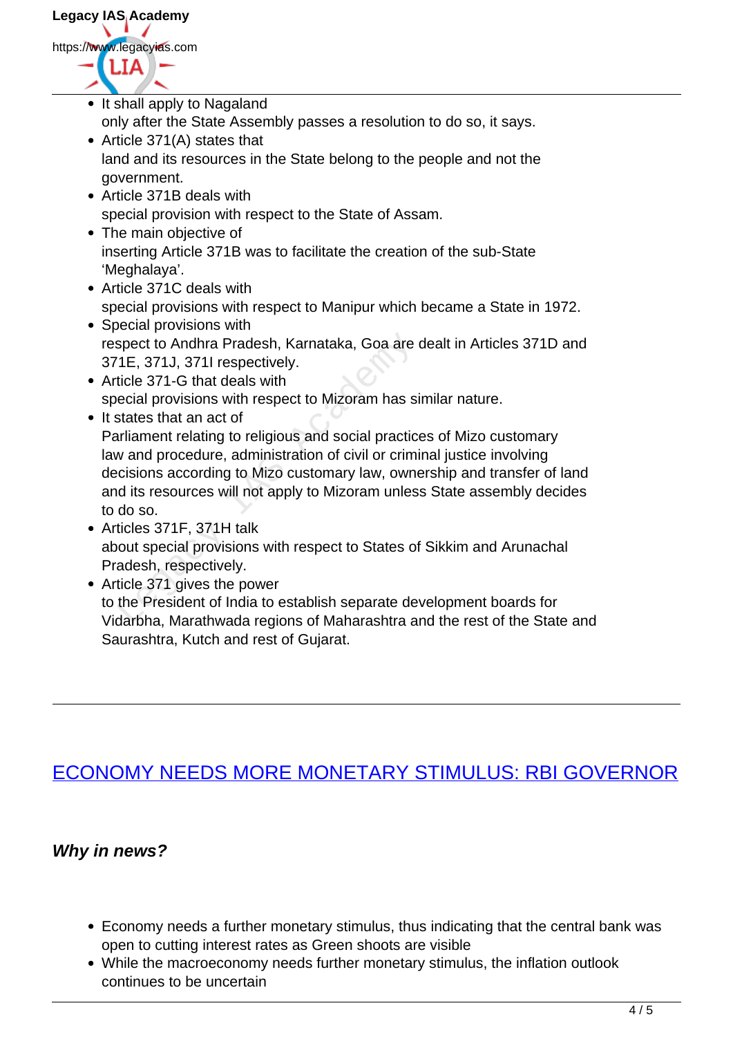- It shall apply to Nagaland only after the State Assembly passes a resolution to do so, it says.
- Article 371(A) states that land and its resources in the State belong to the people and not the government.
- Article 371B deals with special provision with respect to the State of Assam.
- The main objective of inserting Article 371B was to facilitate the creation of the sub-State 'Meghalaya'.
- Article 371C deals with special provisions with respect to Manipur which became a State in 1972.
- Special provisions with respect to Andhra Pradesh, Karnataka, Goa are dealt in Articles 371D and 371E, 371J, 371I respectively.
- Article 371-G that deals with special provisions with respect to Mizoram has similar nature.
- It states that an act of Parliament relating to religious and social practices of Mizo customary law and procedure, administration of civil or criminal justice involving decisions according to Mizo customary law, ownership and transfer of land and its resources will not apply to Mizoram unless State assembly decides to do so.
- Articles 371F, 371H talk about special provisions with respect to States of Sikkim and Arunachal Pradesh, respectively.
- Article 371 gives the power to the President of India to establish separate development boards for Vidarbha, Marathwada regions of Maharashtra and the rest of the State and Saurashtra, Kutch and rest of Gujarat.

---

## ECONOMY NEEDS MORE MONETARY STIMULUS: RBI GOVERNOR

### *Why in news?*

- Economy needs a further monetary stimulus, thus indicating that the central bank was open to cutting interest rates as Green shoots are visible
- While the macroeconomy needs further monetary stimulus, the inflation outlook continues to be uncertain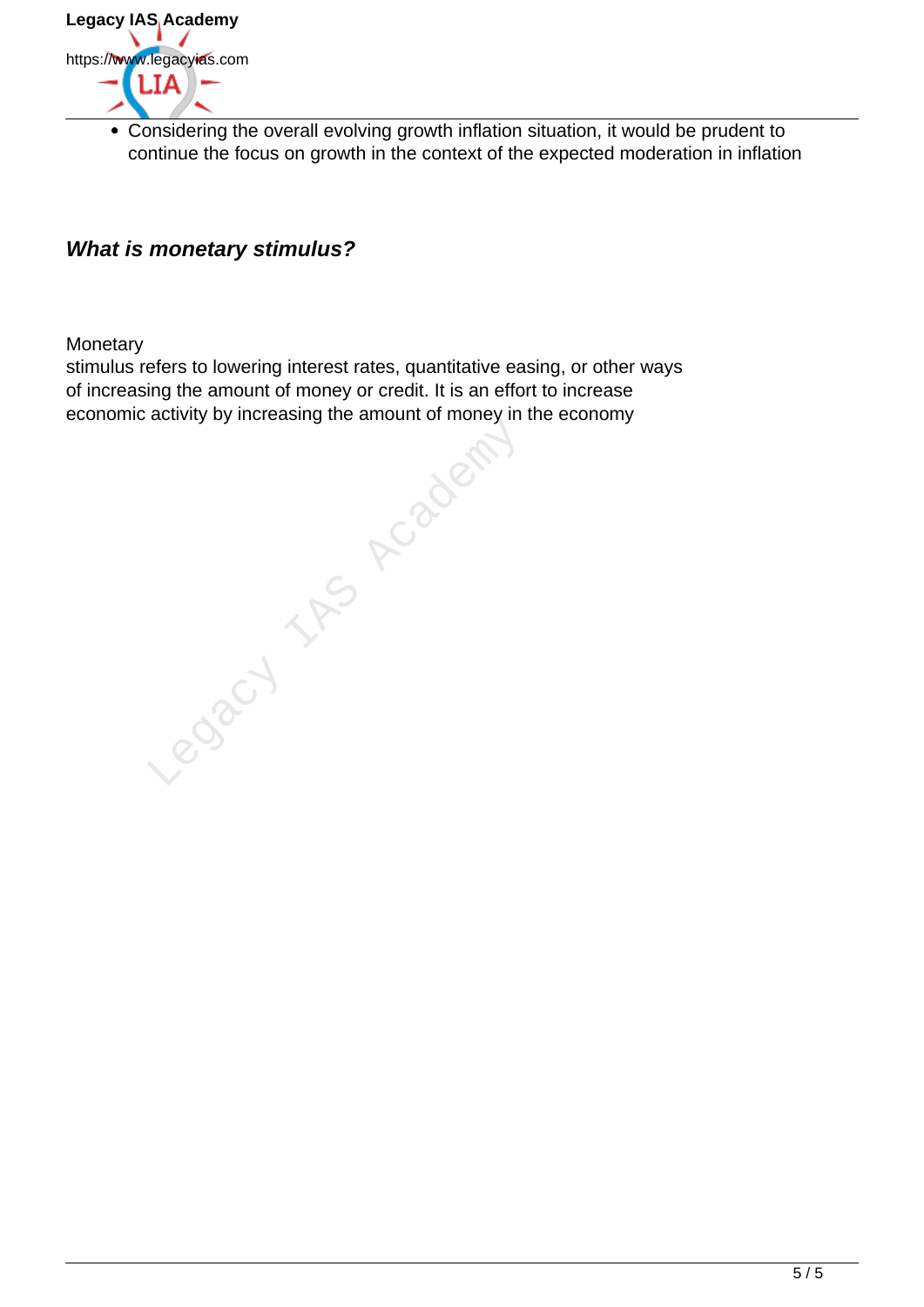- Considering the overall evolving growth inflation situation, it would be prudent to continue the focus on growth in the context of the expected moderation in inflation

### ***What is monetary stimulus?***

Monetary stimulus refers to lowering interest rates, quantitative easing, or other ways of increasing the amount of money or credit. It is an effort to increase economic activity by increasing the amount of money in the economy